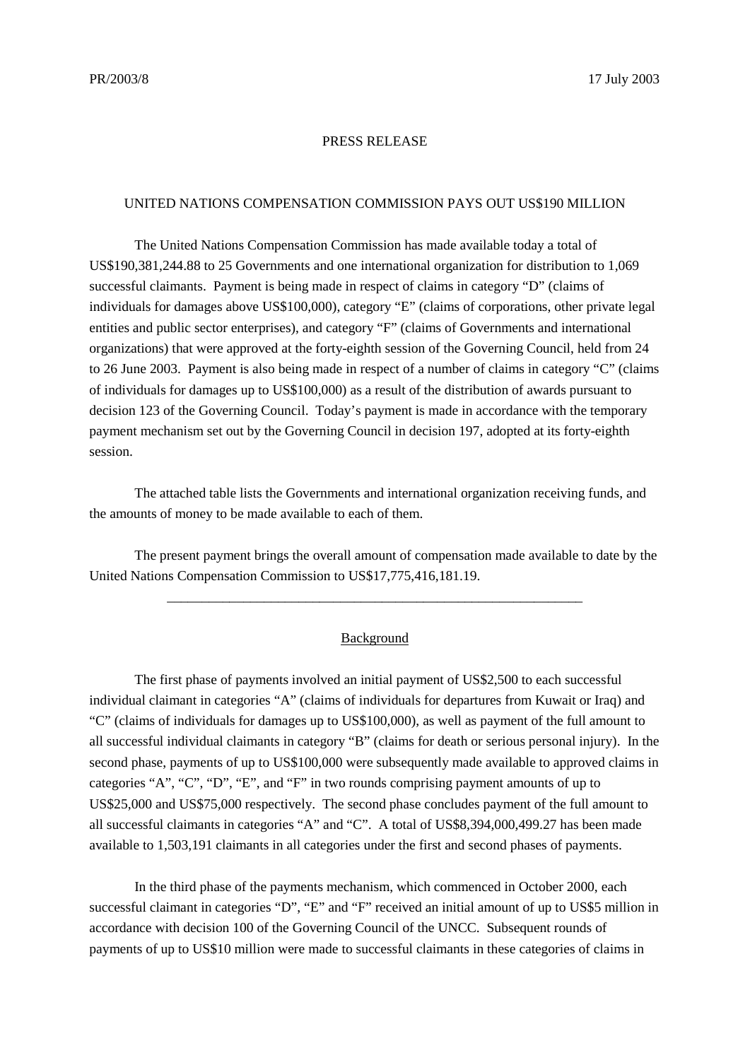PR/2003/8 17 July 2003

PRESS RELEASE

# UNITED NATIONS COMPENSATION COMMISSION PAYS OUT US$190 MILLION

The United Nations Compensation Commission has made available today a total of US$190,381,244.88 to 25 Governments and one international organization for distribution to 1,069 successful claimants. Payment is being made in respect of claims in category "D" (claims of individuals for damages above US$100,000), category "E" (claims of corporations, other private legal entities and public sector enterprises), and category "F" (claims of Governments and international organizations) that were approved at the forty-eighth session of the Governing Council, held from 24 to 26 June 2003. Payment is also being made in respect of a number of claims in category "C" (claims of individuals for damages up to US$100,000) as a result of the distribution of awards pursuant to decision 123 of the Governing Council. Today's payment is made in accordance with the temporary payment mechanism set out by the Governing Council in decision 197, adopted at its forty-eighth session.

The attached table lists the Governments and international organization receiving funds, and the amounts of money to be made available to each of them.

The present payment brings the overall amount of compensation made available to date by the United Nations Compensation Commission to US$17,775,416,181.19.

---

## Background

The first phase of payments involved an initial payment of US$2,500 to each successful individual claimant in categories "A" (claims of individuals for departures from Kuwait or Iraq) and "C" (claims of individuals for damages up to US$100,000), as well as payment of the full amount to all successful individual claimants in category "B" (claims for death or serious personal injury). In the second phase, payments of up to US$100,000 were subsequently made available to approved claims in categories "A", "C", "D", "E", and "F" in two rounds comprising payment amounts of up to US$25,000 and US$75,000 respectively. The second phase concludes payment of the full amount to all successful claimants in categories "A" and "C". A total of US$8,394,000,499.27 has been made available to 1,503,191 claimants in all categories under the first and second phases of payments.

In the third phase of the payments mechanism, which commenced in October 2000, each successful claimant in categories "D", "E" and "F" received an initial amount of up to US$5 million in accordance with decision 100 of the Governing Council of the UNCC. Subsequent rounds of payments of up to US$10 million were made to successful claimants in these categories of claims in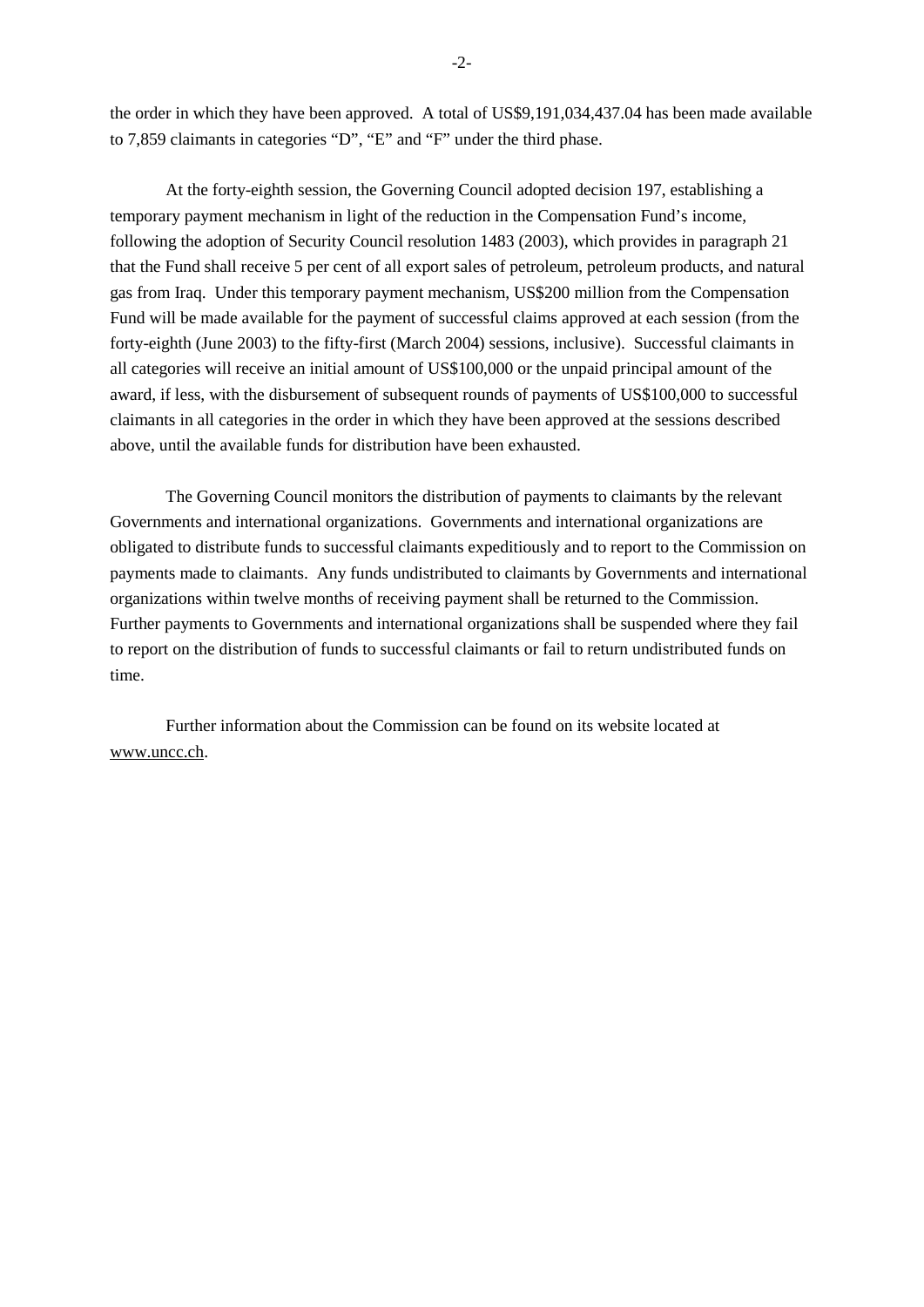the order in which they have been approved. A total of US$9,191,034,437.04 has been made available to 7,859 claimants in categories "D", "E" and "F" under the third phase.

At the forty-eighth session, the Governing Council adopted decision 197, establishing a temporary payment mechanism in light of the reduction in the Compensation Fund's income, following the adoption of Security Council resolution 1483 (2003), which provides in paragraph 21 that the Fund shall receive 5 per cent of all export sales of petroleum, petroleum products, and natural gas from Iraq. Under this temporary payment mechanism, US$200 million from the Compensation Fund will be made available for the payment of successful claims approved at each session (from the forty-eighth (June 2003) to the fifty-first (March 2004) sessions, inclusive). Successful claimants in all categories will receive an initial amount of US$100,000 or the unpaid principal amount of the award, if less, with the disbursement of subsequent rounds of payments of US$100,000 to successful claimants in all categories in the order in which they have been approved at the sessions described above, until the available funds for distribution have been exhausted.

The Governing Council monitors the distribution of payments to claimants by the relevant Governments and international organizations. Governments and international organizations are obligated to distribute funds to successful claimants expeditiously and to report to the Commission on payments made to claimants. Any funds undistributed to claimants by Governments and international organizations within twelve months of receiving payment shall be returned to the Commission. Further payments to Governments and international organizations shall be suspended where they fail to report on the distribution of funds to successful claimants or fail to return undistributed funds on time.

Further information about the Commission can be found on its website located at www.uncc.ch.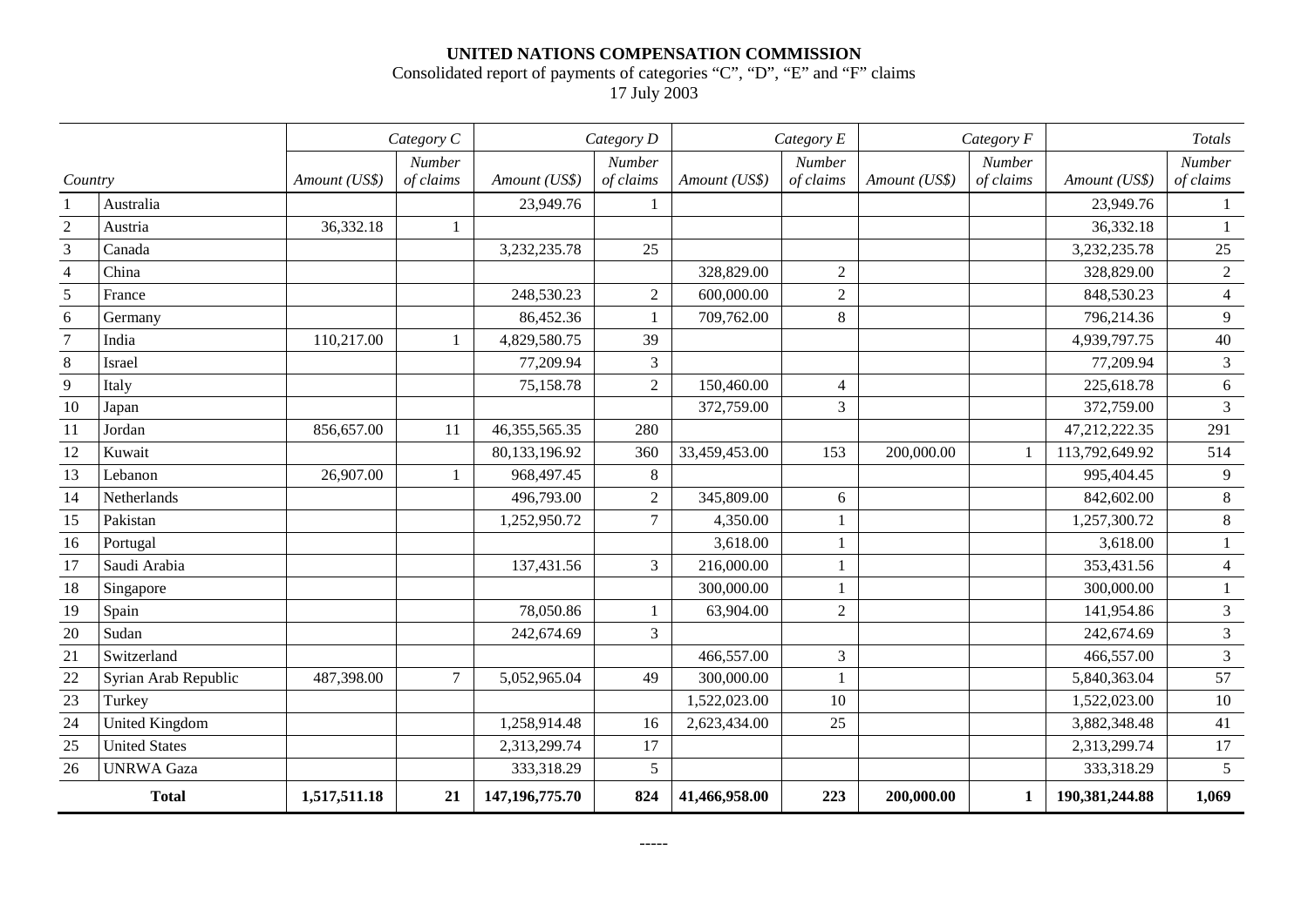**UNITED NATIONS COMPENSATION COMMISSION**

Consolidated report of payments of categories "C", "D", "E" and "F" claims

17 July 2003

| | | *Category C* | | *Category D* | | *Category E* | | *Category F* | | *Totals* | |
|---|---|---|---|---|---|---|---|---|---|---|---|
| *Country* | | *Amount (US$)* | *Number of claims* | *Amount (US$)* | *Number of claims* | *Amount (US$)* | *Number of claims* | *Amount (US$)* | *Number of claims* | *Amount (US$)* | *Number of claims* |
| 1 | Australia | | | 23,949.76 | 1 | | | | | 23,949.76 | 1 |
| 2 | Austria | 36,332.18 | 1 | | | | | | | 36,332.18 | 1 |
| 3 | Canada | | | 3,232,235.78 | 25 | | | | | 3,232,235.78 | 25 |
| 4 | China | | | | | 328,829.00 | 2 | | | 328,829.00 | 2 |
| 5 | France | | | 248,530.23 | 2 | 600,000.00 | 2 | | | 848,530.23 | 4 |
| 6 | Germany | | | 86,452.36 | 1 | 709,762.00 | 8 | | | 796,214.36 | 9 |
| 7 | India | 110,217.00 | 1 | 4,829,580.75 | 39 | | | | | 4,939,797.75 | 40 |
| 8 | Israel | | | 77,209.94 | 3 | | | | | 77,209.94 | 3 |
| 9 | Italy | | | 75,158.78 | 2 | 150,460.00 | 4 | | | 225,618.78 | 6 |
| 10 | Japan | | | | | 372,759.00 | 3 | | | 372,759.00 | 3 |
| 11 | Jordan | 856,657.00 | 11 | 46,355,565.35 | 280 | | | | | 47,212,222.35 | 291 |
| 12 | Kuwait | | | 80,133,196.92 | 360 | 33,459,453.00 | 153 | 200,000.00 | 1 | 113,792,649.92 | 514 |
| 13 | Lebanon | 26,907.00 | 1 | 968,497.45 | 8 | | | | | 995,404.45 | 9 |
| 14 | Netherlands | | | 496,793.00 | 2 | 345,809.00 | 6 | | | 842,602.00 | 8 |
| 15 | Pakistan | | | 1,252,950.72 | 7 | 4,350.00 | 1 | | | 1,257,300.72 | 8 |
| 16 | Portugal | | | | | 3,618.00 | 1 | | | 3,618.00 | 1 |
| 17 | Saudi Arabia | | | 137,431.56 | 3 | 216,000.00 | 1 | | | 353,431.56 | 4 |
| 18 | Singapore | | | | | 300,000.00 | 1 | | | 300,000.00 | 1 |
| 19 | Spain | | | 78,050.86 | 1 | 63,904.00 | 2 | | | 141,954.86 | 3 |
| 20 | Sudan | | | 242,674.69 | 3 | | | | | 242,674.69 | 3 |
| 21 | Switzerland | | | | | 466,557.00 | 3 | | | 466,557.00 | 3 |
| 22 | Syrian Arab Republic | 487,398.00 | 7 | 5,052,965.04 | 49 | 300,000.00 | 1 | | | 5,840,363.04 | 57 |
| 23 | Turkey | | | | | 1,522,023.00 | 10 | | | 1,522,023.00 | 10 |
| 24 | United Kingdom | | | 1,258,914.48 | 16 | 2,623,434.00 | 25 | | | 3,882,348.48 | 41 |
| 25 | United States | | | 2,313,299.74 | 17 | | | | | 2,313,299.74 | 17 |
| 26 | UNRWA Gaza | | | 333,318.29 | 5 | | | | | 333,318.29 | 5 |
| **Total** | | **1,517,511.18** | **21** | **147,196,775.70** | **824** | **41,466,958.00** | **223** | **200,000.00** | **1** | **190,381,244.88** | **1,069** |

-----